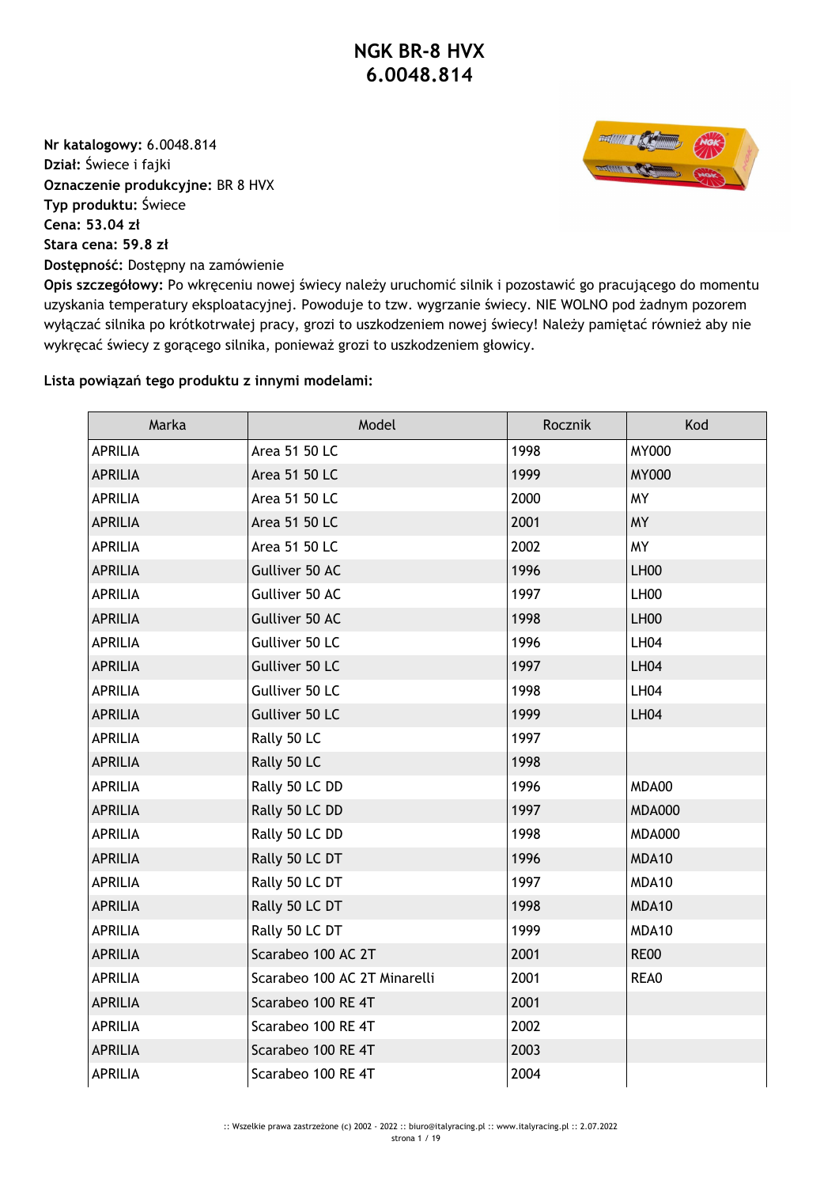# NGK BR-8 HVX
# 6.0048.814

**Nr katalogowy:** 6.0048.814
**Dział:** Świece i fajki
**Oznaczenie produkcyjne:** BR 8 HVX
**Typ produktu:** Świece
**Cena: 53.04 zł**
**Stara cena: 59.8 zł**
**Dostępność:** Dostępny na zamówienie
**Opis szczegółowy:** Po wkręceniu nowej świecy należy uruchomić silnik i pozostawić go pracującego do momentu uzyskania temperatury eksploatacyjnej. Powoduje to tzw. wygrzanie świecy. NIE WOLNO pod żadnym pozorem wyłączać silnika po krótkotrwałej pracy, grozi to uszkodzeniem nowej świecy! Należy pamiętać również aby nie wykręcać świecy z gorącego silnika, ponieważ grozi to uszkodzeniem głowicy.

**Lista powiązań tego produktu z innymi modelami:**

| Marka | Model | Rocznik | Kod |
|---|---|---|---|
| APRILIA | Area 51 50 LC | 1998 | MY000 |
| APRILIA | Area 51 50 LC | 1999 | MY000 |
| APRILIA | Area 51 50 LC | 2000 | MY |
| APRILIA | Area 51 50 LC | 2001 | MY |
| APRILIA | Area 51 50 LC | 2002 | MY |
| APRILIA | Gulliver 50 AC | 1996 | LH00 |
| APRILIA | Gulliver 50 AC | 1997 | LH00 |
| APRILIA | Gulliver 50 AC | 1998 | LH00 |
| APRILIA | Gulliver 50 LC | 1996 | LH04 |
| APRILIA | Gulliver 50 LC | 1997 | LH04 |
| APRILIA | Gulliver 50 LC | 1998 | LH04 |
| APRILIA | Gulliver 50 LC | 1999 | LH04 |
| APRILIA | Rally 50 LC | 1997 | |
| APRILIA | Rally 50 LC | 1998 | |
| APRILIA | Rally 50 LC DD | 1996 | MDA00 |
| APRILIA | Rally 50 LC DD | 1997 | MDA000 |
| APRILIA | Rally 50 LC DD | 1998 | MDA000 |
| APRILIA | Rally 50 LC DT | 1996 | MDA10 |
| APRILIA | Rally 50 LC DT | 1997 | MDA10 |
| APRILIA | Rally 50 LC DT | 1998 | MDA10 |
| APRILIA | Rally 50 LC DT | 1999 | MDA10 |
| APRILIA | Scarabeo 100 AC 2T | 2001 | RE00 |
| APRILIA | Scarabeo 100 AC 2T Minarelli | 2001 | REA0 |
| APRILIA | Scarabeo 100 RE 4T | 2001 | |
| APRILIA | Scarabeo 100 RE 4T | 2002 | |
| APRILIA | Scarabeo 100 RE 4T | 2003 | |
| APRILIA | Scarabeo 100 RE 4T | 2004 | |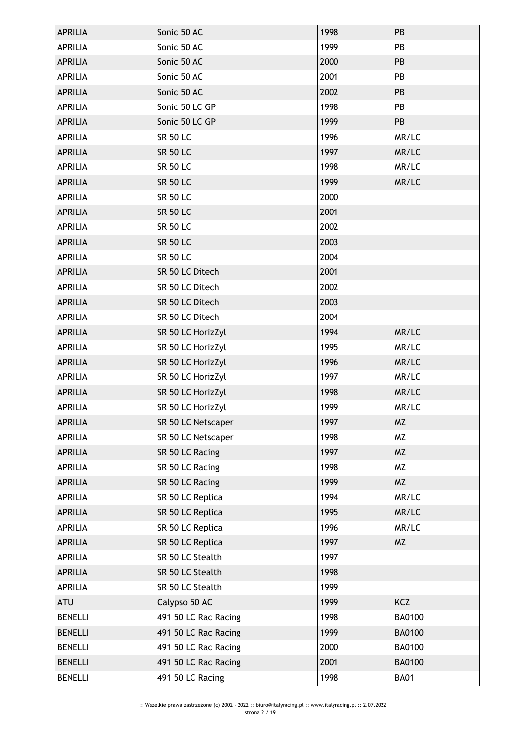| APRILIA | Sonic 50 AC | 1998 | PB |
|---|---|---|---|
| APRILIA | Sonic 50 AC | 1999 | PB |
| APRILIA | Sonic 50 AC | 2000 | PB |
| APRILIA | Sonic 50 AC | 2001 | PB |
| APRILIA | Sonic 50 AC | 2002 | PB |
| APRILIA | Sonic 50 LC GP | 1998 | PB |
| APRILIA | Sonic 50 LC GP | 1999 | PB |
| APRILIA | SR 50 LC | 1996 | MR/LC |
| APRILIA | SR 50 LC | 1997 | MR/LC |
| APRILIA | SR 50 LC | 1998 | MR/LC |
| APRILIA | SR 50 LC | 1999 | MR/LC |
| APRILIA | SR 50 LC | 2000 | |
| APRILIA | SR 50 LC | 2001 | |
| APRILIA | SR 50 LC | 2002 | |
| APRILIA | SR 50 LC | 2003 | |
| APRILIA | SR 50 LC | 2004 | |
| APRILIA | SR 50 LC Ditech | 2001 | |
| APRILIA | SR 50 LC Ditech | 2002 | |
| APRILIA | SR 50 LC Ditech | 2003 | |
| APRILIA | SR 50 LC Ditech | 2004 | |
| APRILIA | SR 50 LC HorizZyl | 1994 | MR/LC |
| APRILIA | SR 50 LC HorizZyl | 1995 | MR/LC |
| APRILIA | SR 50 LC HorizZyl | 1996 | MR/LC |
| APRILIA | SR 50 LC HorizZyl | 1997 | MR/LC |
| APRILIA | SR 50 LC HorizZyl | 1998 | MR/LC |
| APRILIA | SR 50 LC HorizZyl | 1999 | MR/LC |
| APRILIA | SR 50 LC Netscaper | 1997 | MZ |
| APRILIA | SR 50 LC Netscaper | 1998 | MZ |
| APRILIA | SR 50 LC Racing | 1997 | MZ |
| APRILIA | SR 50 LC Racing | 1998 | MZ |
| APRILIA | SR 50 LC Racing | 1999 | MZ |
| APRILIA | SR 50 LC Replica | 1994 | MR/LC |
| APRILIA | SR 50 LC Replica | 1995 | MR/LC |
| APRILIA | SR 50 LC Replica | 1996 | MR/LC |
| APRILIA | SR 50 LC Replica | 1997 | MZ |
| APRILIA | SR 50 LC Stealth | 1997 | |
| APRILIA | SR 50 LC Stealth | 1998 | |
| APRILIA | SR 50 LC Stealth | 1999 | |
| ATU | Calypso 50 AC | 1999 | KCZ |
| BENELLI | 491 50 LC Rac Racing | 1998 | BA0100 |
| BENELLI | 491 50 LC Rac Racing | 1999 | BA0100 |
| BENELLI | 491 50 LC Rac Racing | 2000 | BA0100 |
| BENELLI | 491 50 LC Rac Racing | 2001 | BA0100 |
| BENELLI | 491 50 LC Racing | 1998 | BA01 |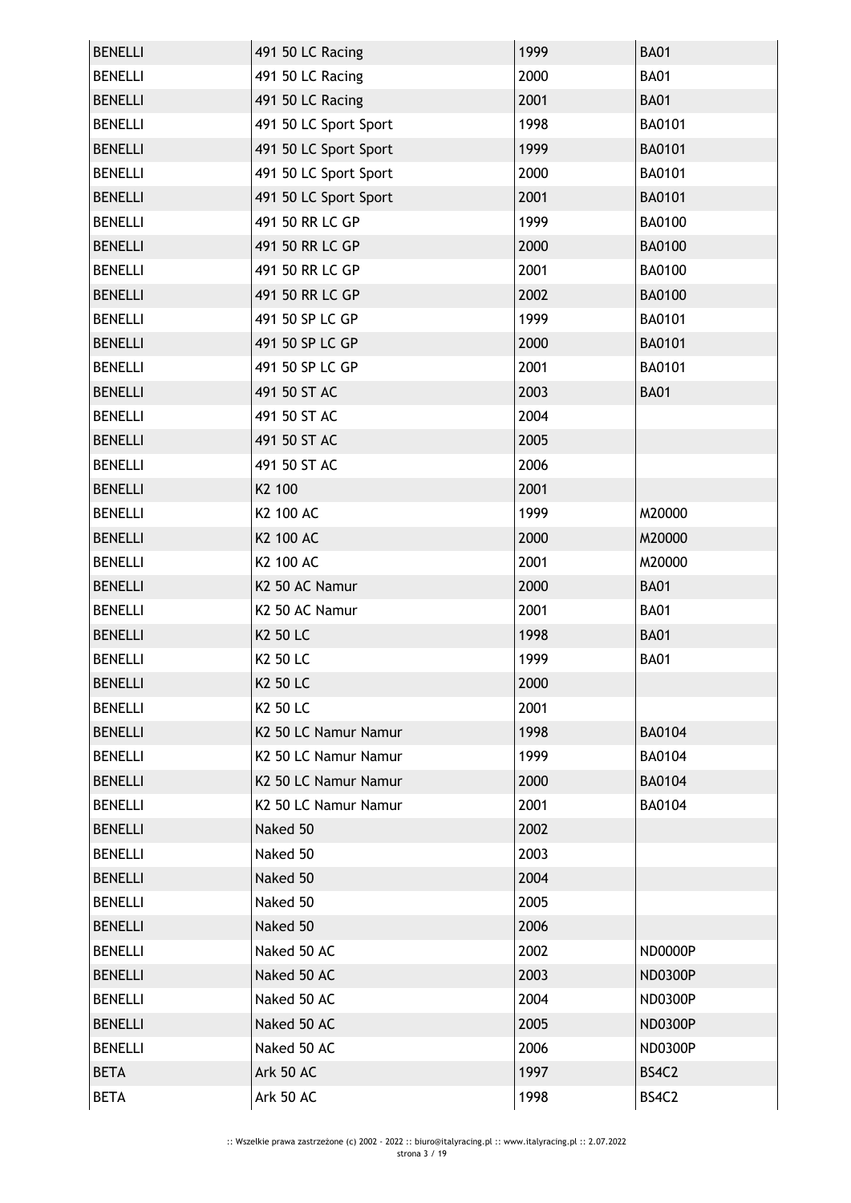| BENELLI | 491 50 LC Racing | 1999 | BA01 |
|---|---|---|---|
| BENELLI | 491 50 LC Racing | 2000 | BA01 |
| BENELLI | 491 50 LC Racing | 2001 | BA01 |
| BENELLI | 491 50 LC Sport Sport | 1998 | BA0101 |
| BENELLI | 491 50 LC Sport Sport | 1999 | BA0101 |
| BENELLI | 491 50 LC Sport Sport | 2000 | BA0101 |
| BENELLI | 491 50 LC Sport Sport | 2001 | BA0101 |
| BENELLI | 491 50 RR LC GP | 1999 | BA0100 |
| BENELLI | 491 50 RR LC GP | 2000 | BA0100 |
| BENELLI | 491 50 RR LC GP | 2001 | BA0100 |
| BENELLI | 491 50 RR LC GP | 2002 | BA0100 |
| BENELLI | 491 50 SP LC GP | 1999 | BA0101 |
| BENELLI | 491 50 SP LC GP | 2000 | BA0101 |
| BENELLI | 491 50 SP LC GP | 2001 | BA0101 |
| BENELLI | 491 50 ST AC | 2003 | BA01 |
| BENELLI | 491 50 ST AC | 2004 | |
| BENELLI | 491 50 ST AC | 2005 | |
| BENELLI | 491 50 ST AC | 2006 | |
| BENELLI | K2 100 | 2001 | |
| BENELLI | K2 100 AC | 1999 | M20000 |
| BENELLI | K2 100 AC | 2000 | M20000 |
| BENELLI | K2 100 AC | 2001 | M20000 |
| BENELLI | K2 50 AC Namur | 2000 | BA01 |
| BENELLI | K2 50 AC Namur | 2001 | BA01 |
| BENELLI | K2 50 LC | 1998 | BA01 |
| BENELLI | K2 50 LC | 1999 | BA01 |
| BENELLI | K2 50 LC | 2000 | |
| BENELLI | K2 50 LC | 2001 | |
| BENELLI | K2 50 LC Namur Namur | 1998 | BA0104 |
| BENELLI | K2 50 LC Namur Namur | 1999 | BA0104 |
| BENELLI | K2 50 LC Namur Namur | 2000 | BA0104 |
| BENELLI | K2 50 LC Namur Namur | 2001 | BA0104 |
| BENELLI | Naked 50 | 2002 | |
| BENELLI | Naked 50 | 2003 | |
| BENELLI | Naked 50 | 2004 | |
| BENELLI | Naked 50 | 2005 | |
| BENELLI | Naked 50 | 2006 | |
| BENELLI | Naked 50 AC | 2002 | ND0000P |
| BENELLI | Naked 50 AC | 2003 | ND0300P |
| BENELLI | Naked 50 AC | 2004 | ND0300P |
| BENELLI | Naked 50 AC | 2005 | ND0300P |
| BENELLI | Naked 50 AC | 2006 | ND0300P |
| BETA | Ark 50 AC | 1997 | BS4C2 |
| BETA | Ark 50 AC | 1998 | BS4C2 |

:: Wszelkie prawa zastrzeżone (c) 2002 - 2022 :: biuro@italyracing.pl :: www.italyracing.pl :: 2.07.2022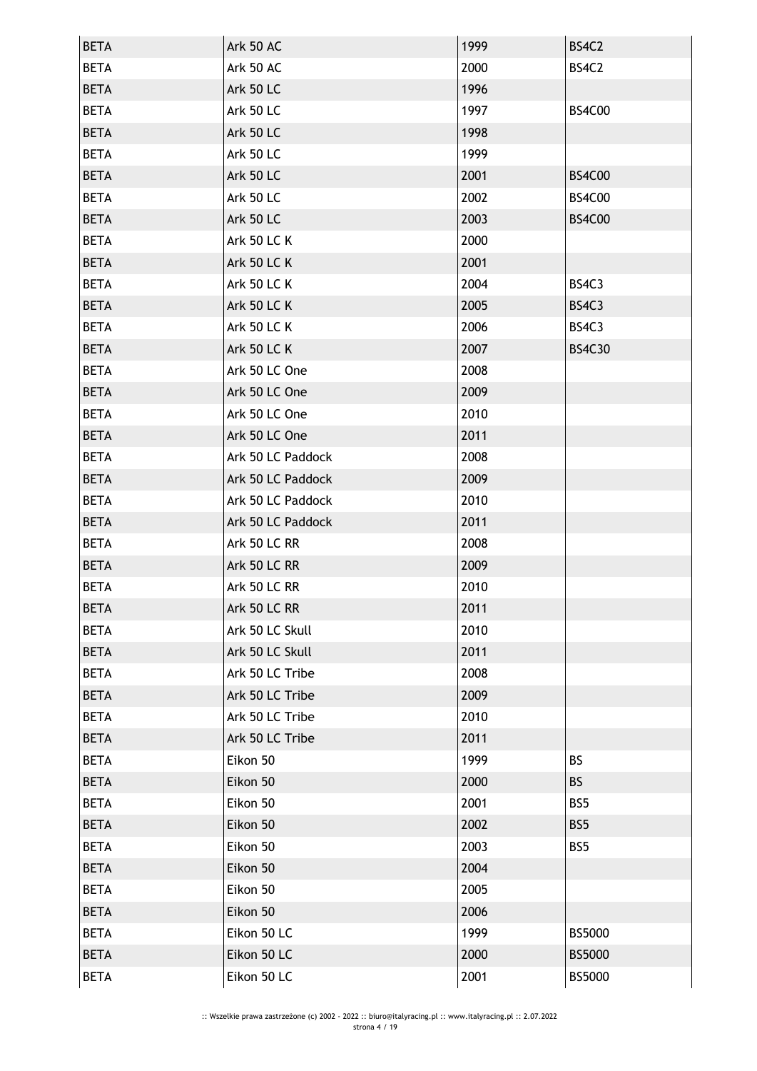| BETA | Ark 50 AC | 1999 | BS4C2 |
|---|---|---|---|
| BETA | Ark 50 AC | 2000 | BS4C2 |
| BETA | Ark 50 LC | 1996 | |
| BETA | Ark 50 LC | 1997 | BS4C00 |
| BETA | Ark 50 LC | 1998 | |
| BETA | Ark 50 LC | 1999 | |
| BETA | Ark 50 LC | 2001 | BS4C00 |
| BETA | Ark 50 LC | 2002 | BS4C00 |
| BETA | Ark 50 LC | 2003 | BS4C00 |
| BETA | Ark 50 LC K | 2000 | |
| BETA | Ark 50 LC K | 2001 | |
| BETA | Ark 50 LC K | 2004 | BS4C3 |
| BETA | Ark 50 LC K | 2005 | BS4C3 |
| BETA | Ark 50 LC K | 2006 | BS4C3 |
| BETA | Ark 50 LC K | 2007 | BS4C30 |
| BETA | Ark 50 LC One | 2008 | |
| BETA | Ark 50 LC One | 2009 | |
| BETA | Ark 50 LC One | 2010 | |
| BETA | Ark 50 LC One | 2011 | |
| BETA | Ark 50 LC Paddock | 2008 | |
| BETA | Ark 50 LC Paddock | 2009 | |
| BETA | Ark 50 LC Paddock | 2010 | |
| BETA | Ark 50 LC Paddock | 2011 | |
| BETA | Ark 50 LC RR | 2008 | |
| BETA | Ark 50 LC RR | 2009 | |
| BETA | Ark 50 LC RR | 2010 | |
| BETA | Ark 50 LC RR | 2011 | |
| BETA | Ark 50 LC Skull | 2010 | |
| BETA | Ark 50 LC Skull | 2011 | |
| BETA | Ark 50 LC Tribe | 2008 | |
| BETA | Ark 50 LC Tribe | 2009 | |
| BETA | Ark 50 LC Tribe | 2010 | |
| BETA | Ark 50 LC Tribe | 2011 | |
| BETA | Eikon 50 | 1999 | BS |
| BETA | Eikon 50 | 2000 | BS |
| BETA | Eikon 50 | 2001 | BS5 |
| BETA | Eikon 50 | 2002 | BS5 |
| BETA | Eikon 50 | 2003 | BS5 |
| BETA | Eikon 50 | 2004 | |
| BETA | Eikon 50 | 2005 | |
| BETA | Eikon 50 | 2006 | |
| BETA | Eikon 50 LC | 1999 | BS5000 |
| BETA | Eikon 50 LC | 2000 | BS5000 |
| BETA | Eikon 50 LC | 2001 | BS5000 |

:: Wszelkie prawa zastrzeżone (c) 2002 - 2022 :: biuro@italyracing.pl :: www.italyracing.pl :: 2.07.2022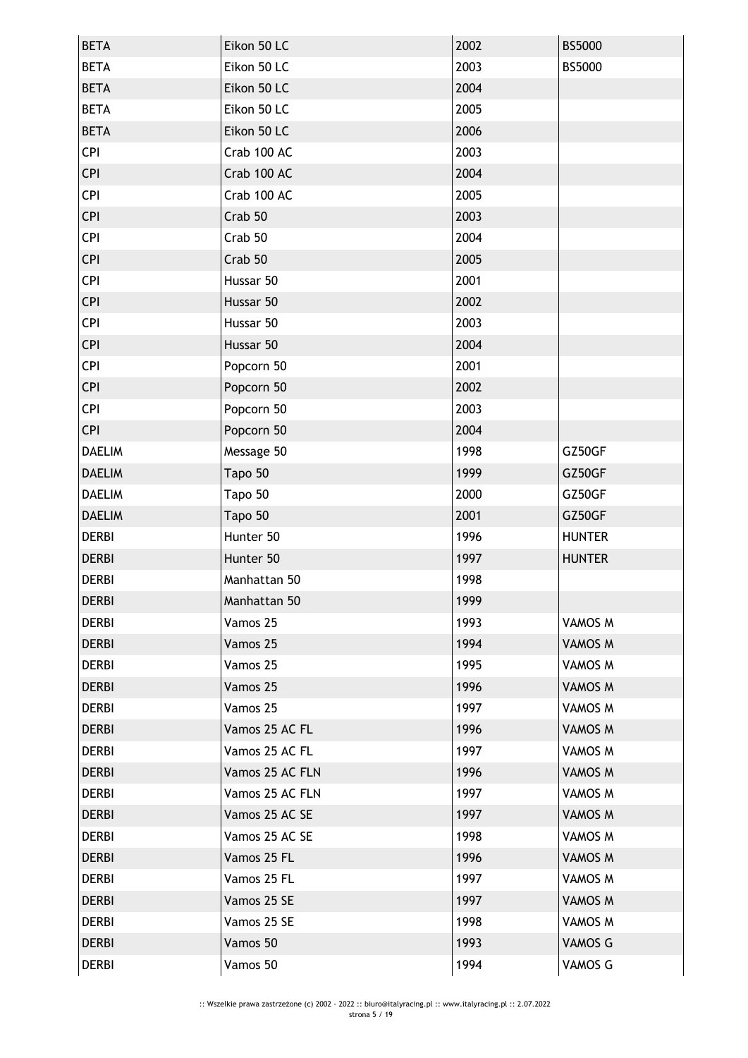| | | | |
|---|---|---|---|
| BETA | Eikon 50 LC | 2002 | BS5000 |
| BETA | Eikon 50 LC | 2003 | BS5000 |
| BETA | Eikon 50 LC | 2004 | |
| BETA | Eikon 50 LC | 2005 | |
| BETA | Eikon 50 LC | 2006 | |
| CPI | Crab 100 AC | 2003 | |
| CPI | Crab 100 AC | 2004 | |
| CPI | Crab 100 AC | 2005 | |
| CPI | Crab 50 | 2003 | |
| CPI | Crab 50 | 2004 | |
| CPI | Crab 50 | 2005 | |
| CPI | Hussar 50 | 2001 | |
| CPI | Hussar 50 | 2002 | |
| CPI | Hussar 50 | 2003 | |
| CPI | Hussar 50 | 2004 | |
| CPI | Popcorn 50 | 2001 | |
| CPI | Popcorn 50 | 2002 | |
| CPI | Popcorn 50 | 2003 | |
| CPI | Popcorn 50 | 2004 | |
| DAELIM | Message 50 | 1998 | GZ50GF |
| DAELIM | Tapo 50 | 1999 | GZ50GF |
| DAELIM | Tapo 50 | 2000 | GZ50GF |
| DAELIM | Tapo 50 | 2001 | GZ50GF |
| DERBI | Hunter 50 | 1996 | HUNTER |
| DERBI | Hunter 50 | 1997 | HUNTER |
| DERBI | Manhattan 50 | 1998 | |
| DERBI | Manhattan 50 | 1999 | |
| DERBI | Vamos 25 | 1993 | VAMOS M |
| DERBI | Vamos 25 | 1994 | VAMOS M |
| DERBI | Vamos 25 | 1995 | VAMOS M |
| DERBI | Vamos 25 | 1996 | VAMOS M |
| DERBI | Vamos 25 | 1997 | VAMOS M |
| DERBI | Vamos 25 AC FL | 1996 | VAMOS M |
| DERBI | Vamos 25 AC FL | 1997 | VAMOS M |
| DERBI | Vamos 25 AC FLN | 1996 | VAMOS M |
| DERBI | Vamos 25 AC FLN | 1997 | VAMOS M |
| DERBI | Vamos 25 AC SE | 1997 | VAMOS M |
| DERBI | Vamos 25 AC SE | 1998 | VAMOS M |
| DERBI | Vamos 25 FL | 1996 | VAMOS M |
| DERBI | Vamos 25 FL | 1997 | VAMOS M |
| DERBI | Vamos 25 SE | 1997 | VAMOS M |
| DERBI | Vamos 25 SE | 1998 | VAMOS M |
| DERBI | Vamos 50 | 1993 | VAMOS G |
| DERBI | Vamos 50 | 1994 | VAMOS G |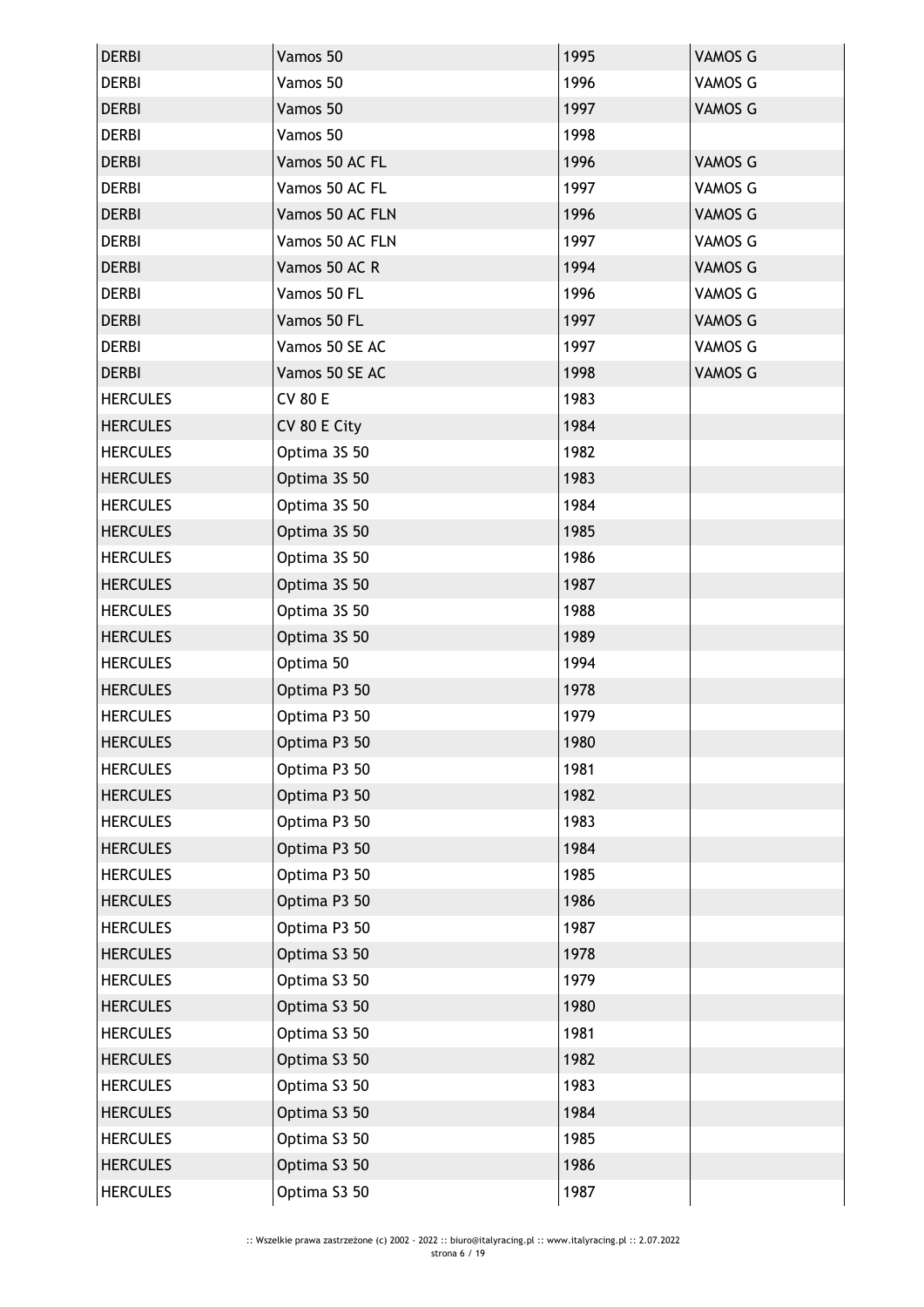| | | | |
|---|---|---|---|
| DERBI | Vamos 50 | 1995 | VAMOS G |
| DERBI | Vamos 50 | 1996 | VAMOS G |
| DERBI | Vamos 50 | 1997 | VAMOS G |
| DERBI | Vamos 50 | 1998 | |
| DERBI | Vamos 50 AC FL | 1996 | VAMOS G |
| DERBI | Vamos 50 AC FL | 1997 | VAMOS G |
| DERBI | Vamos 50 AC FLN | 1996 | VAMOS G |
| DERBI | Vamos 50 AC FLN | 1997 | VAMOS G |
| DERBI | Vamos 50 AC R | 1994 | VAMOS G |
| DERBI | Vamos 50 FL | 1996 | VAMOS G |
| DERBI | Vamos 50 FL | 1997 | VAMOS G |
| DERBI | Vamos 50 SE AC | 1997 | VAMOS G |
| DERBI | Vamos 50 SE AC | 1998 | VAMOS G |
| HERCULES | CV 80 E | 1983 | |
| HERCULES | CV 80 E City | 1984 | |
| HERCULES | Optima 3S 50 | 1982 | |
| HERCULES | Optima 3S 50 | 1983 | |
| HERCULES | Optima 3S 50 | 1984 | |
| HERCULES | Optima 3S 50 | 1985 | |
| HERCULES | Optima 3S 50 | 1986 | |
| HERCULES | Optima 3S 50 | 1987 | |
| HERCULES | Optima 3S 50 | 1988 | |
| HERCULES | Optima 3S 50 | 1989 | |
| HERCULES | Optima 50 | 1994 | |
| HERCULES | Optima P3 50 | 1978 | |
| HERCULES | Optima P3 50 | 1979 | |
| HERCULES | Optima P3 50 | 1980 | |
| HERCULES | Optima P3 50 | 1981 | |
| HERCULES | Optima P3 50 | 1982 | |
| HERCULES | Optima P3 50 | 1983 | |
| HERCULES | Optima P3 50 | 1984 | |
| HERCULES | Optima P3 50 | 1985 | |
| HERCULES | Optima P3 50 | 1986 | |
| HERCULES | Optima P3 50 | 1987 | |
| HERCULES | Optima S3 50 | 1978 | |
| HERCULES | Optima S3 50 | 1979 | |
| HERCULES | Optima S3 50 | 1980 | |
| HERCULES | Optima S3 50 | 1981 | |
| HERCULES | Optima S3 50 | 1982 | |
| HERCULES | Optima S3 50 | 1983 | |
| HERCULES | Optima S3 50 | 1984 | |
| HERCULES | Optima S3 50 | 1985 | |
| HERCULES | Optima S3 50 | 1986 | |
| HERCULES | Optima S3 50 | 1987 | |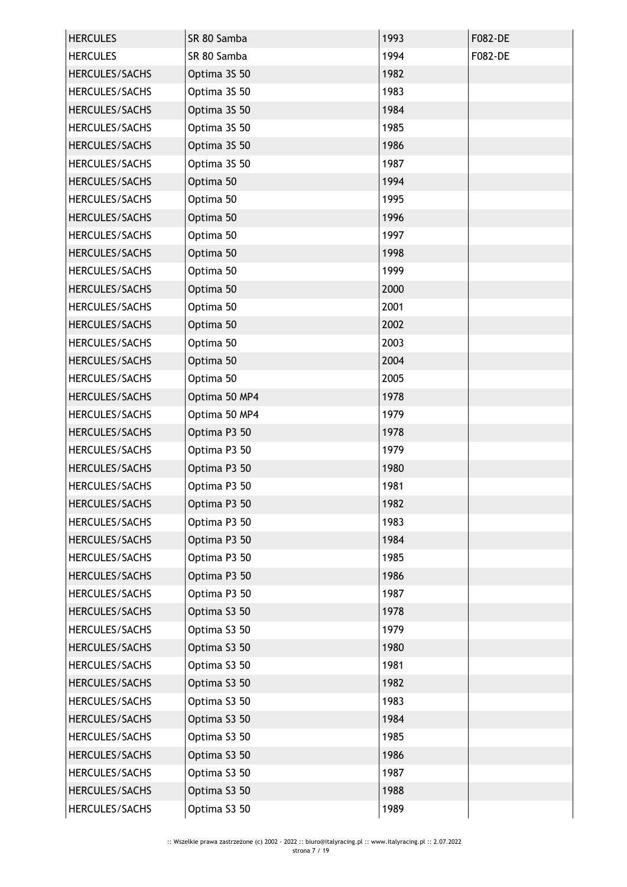| HERCULES | SR 80 Samba | 1993 | F082-DE |
|---|---|---|---|
| HERCULES | SR 80 Samba | 1994 | F082-DE |
| HERCULES/SACHS | Optima 3S 50 | 1982 | |
| HERCULES/SACHS | Optima 3S 50 | 1983 | |
| HERCULES/SACHS | Optima 3S 50 | 1984 | |
| HERCULES/SACHS | Optima 3S 50 | 1985 | |
| HERCULES/SACHS | Optima 3S 50 | 1986 | |
| HERCULES/SACHS | Optima 3S 50 | 1987 | |
| HERCULES/SACHS | Optima 50 | 1994 | |
| HERCULES/SACHS | Optima 50 | 1995 | |
| HERCULES/SACHS | Optima 50 | 1996 | |
| HERCULES/SACHS | Optima 50 | 1997 | |
| HERCULES/SACHS | Optima 50 | 1998 | |
| HERCULES/SACHS | Optima 50 | 1999 | |
| HERCULES/SACHS | Optima 50 | 2000 | |
| HERCULES/SACHS | Optima 50 | 2001 | |
| HERCULES/SACHS | Optima 50 | 2002 | |
| HERCULES/SACHS | Optima 50 | 2003 | |
| HERCULES/SACHS | Optima 50 | 2004 | |
| HERCULES/SACHS | Optima 50 | 2005 | |
| HERCULES/SACHS | Optima 50 MP4 | 1978 | |
| HERCULES/SACHS | Optima 50 MP4 | 1979 | |
| HERCULES/SACHS | Optima P3 50 | 1978 | |
| HERCULES/SACHS | Optima P3 50 | 1979 | |
| HERCULES/SACHS | Optima P3 50 | 1980 | |
| HERCULES/SACHS | Optima P3 50 | 1981 | |
| HERCULES/SACHS | Optima P3 50 | 1982 | |
| HERCULES/SACHS | Optima P3 50 | 1983 | |
| HERCULES/SACHS | Optima P3 50 | 1984 | |
| HERCULES/SACHS | Optima P3 50 | 1985 | |
| HERCULES/SACHS | Optima P3 50 | 1986 | |
| HERCULES/SACHS | Optima P3 50 | 1987 | |
| HERCULES/SACHS | Optima S3 50 | 1978 | |
| HERCULES/SACHS | Optima S3 50 | 1979 | |
| HERCULES/SACHS | Optima S3 50 | 1980 | |
| HERCULES/SACHS | Optima S3 50 | 1981 | |
| HERCULES/SACHS | Optima S3 50 | 1982 | |
| HERCULES/SACHS | Optima S3 50 | 1983 | |
| HERCULES/SACHS | Optima S3 50 | 1984 | |
| HERCULES/SACHS | Optima S3 50 | 1985 | |
| HERCULES/SACHS | Optima S3 50 | 1986 | |
| HERCULES/SACHS | Optima S3 50 | 1987 | |
| HERCULES/SACHS | Optima S3 50 | 1988 | |
| HERCULES/SACHS | Optima S3 50 | 1989 | |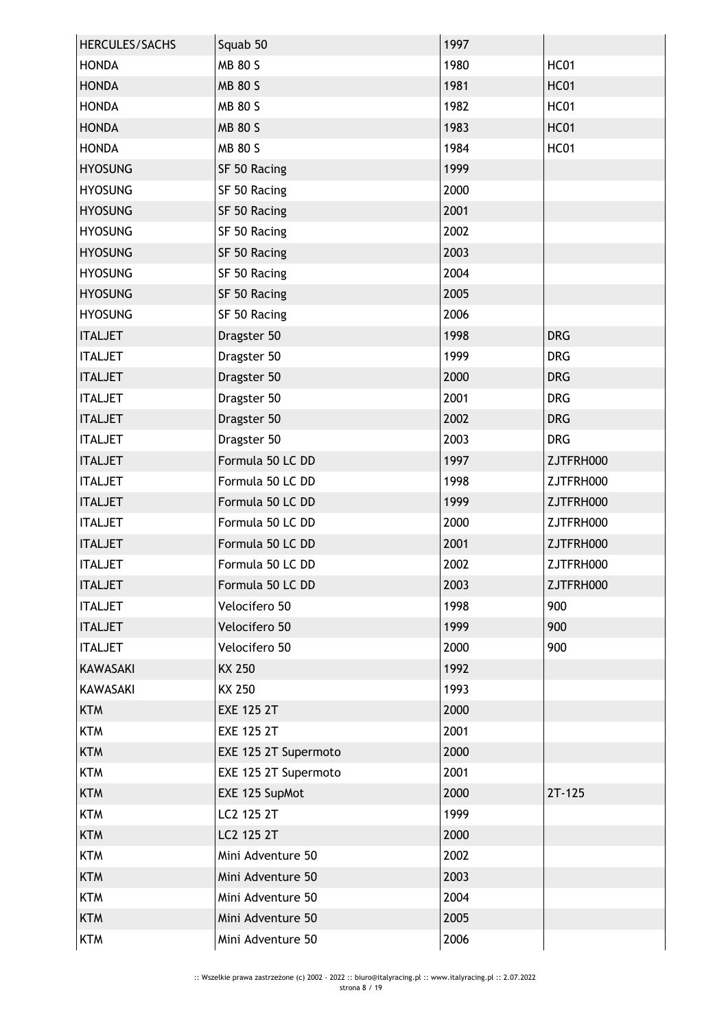| HERCULES/SACHS | Squab 50 | 1997 | |
|---|---|---|---|
| HONDA | MB 80 S | 1980 | HC01 |
| HONDA | MB 80 S | 1981 | HC01 |
| HONDA | MB 80 S | 1982 | HC01 |
| HONDA | MB 80 S | 1983 | HC01 |
| HONDA | MB 80 S | 1984 | HC01 |
| HYOSUNG | SF 50 Racing | 1999 | |
| HYOSUNG | SF 50 Racing | 2000 | |
| HYOSUNG | SF 50 Racing | 2001 | |
| HYOSUNG | SF 50 Racing | 2002 | |
| HYOSUNG | SF 50 Racing | 2003 | |
| HYOSUNG | SF 50 Racing | 2004 | |
| HYOSUNG | SF 50 Racing | 2005 | |
| HYOSUNG | SF 50 Racing | 2006 | |
| ITALJET | Dragster 50 | 1998 | DRG |
| ITALJET | Dragster 50 | 1999 | DRG |
| ITALJET | Dragster 50 | 2000 | DRG |
| ITALJET | Dragster 50 | 2001 | DRG |
| ITALJET | Dragster 50 | 2002 | DRG |
| ITALJET | Dragster 50 | 2003 | DRG |
| ITALJET | Formula 50 LC DD | 1997 | ZJTFRH000 |
| ITALJET | Formula 50 LC DD | 1998 | ZJTFRH000 |
| ITALJET | Formula 50 LC DD | 1999 | ZJTFRH000 |
| ITALJET | Formula 50 LC DD | 2000 | ZJTFRH000 |
| ITALJET | Formula 50 LC DD | 2001 | ZJTFRH000 |
| ITALJET | Formula 50 LC DD | 2002 | ZJTFRH000 |
| ITALJET | Formula 50 LC DD | 2003 | ZJTFRH000 |
| ITALJET | Velocifero 50 | 1998 | 900 |
| ITALJET | Velocifero 50 | 1999 | 900 |
| ITALJET | Velocifero 50 | 2000 | 900 |
| KAWASAKI | KX 250 | 1992 | |
| KAWASAKI | KX 250 | 1993 | |
| KTM | EXE 125 2T | 2000 | |
| KTM | EXE 125 2T | 2001 | |
| KTM | EXE 125 2T Supermoto | 2000 | |
| KTM | EXE 125 2T Supermoto | 2001 | |
| KTM | EXE 125 SupMot | 2000 | 2T-125 |
| KTM | LC2 125 2T | 1999 | |
| KTM | LC2 125 2T | 2000 | |
| KTM | Mini Adventure 50 | 2002 | |
| KTM | Mini Adventure 50 | 2003 | |
| KTM | Mini Adventure 50 | 2004 | |
| KTM | Mini Adventure 50 | 2005 | |
| KTM | Mini Adventure 50 | 2006 | |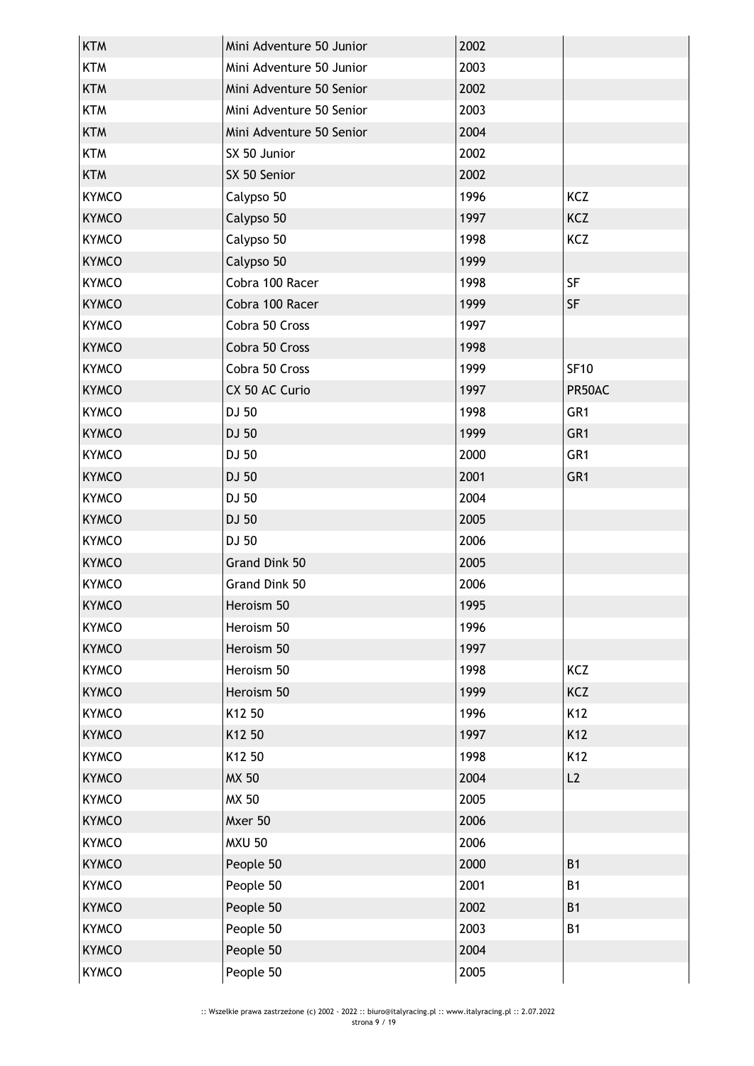| | | | |
|---|---|---|---|
| KTM | Mini Adventure 50 Junior | 2002 | |
| KTM | Mini Adventure 50 Junior | 2003 | |
| KTM | Mini Adventure 50 Senior | 2002 | |
| KTM | Mini Adventure 50 Senior | 2003 | |
| KTM | Mini Adventure 50 Senior | 2004 | |
| KTM | SX 50 Junior | 2002 | |
| KTM | SX 50 Senior | 2002 | |
| KYMCO | Calypso 50 | 1996 | KCZ |
| KYMCO | Calypso 50 | 1997 | KCZ |
| KYMCO | Calypso 50 | 1998 | KCZ |
| KYMCO | Calypso 50 | 1999 | |
| KYMCO | Cobra 100 Racer | 1998 | SF |
| KYMCO | Cobra 100 Racer | 1999 | SF |
| KYMCO | Cobra 50 Cross | 1997 | |
| KYMCO | Cobra 50 Cross | 1998 | |
| KYMCO | Cobra 50 Cross | 1999 | SF10 |
| KYMCO | CX 50 AC Curio | 1997 | PR50AC |
| KYMCO | DJ 50 | 1998 | GR1 |
| KYMCO | DJ 50 | 1999 | GR1 |
| KYMCO | DJ 50 | 2000 | GR1 |
| KYMCO | DJ 50 | 2001 | GR1 |
| KYMCO | DJ 50 | 2004 | |
| KYMCO | DJ 50 | 2005 | |
| KYMCO | DJ 50 | 2006 | |
| KYMCO | Grand Dink 50 | 2005 | |
| KYMCO | Grand Dink 50 | 2006 | |
| KYMCO | Heroism 50 | 1995 | |
| KYMCO | Heroism 50 | 1996 | |
| KYMCO | Heroism 50 | 1997 | |
| KYMCO | Heroism 50 | 1998 | KCZ |
| KYMCO | Heroism 50 | 1999 | KCZ |
| KYMCO | K12 50 | 1996 | K12 |
| KYMCO | K12 50 | 1997 | K12 |
| KYMCO | K12 50 | 1998 | K12 |
| KYMCO | MX 50 | 2004 | L2 |
| KYMCO | MX 50 | 2005 | |
| KYMCO | Mxer 50 | 2006 | |
| KYMCO | MXU 50 | 2006 | |
| KYMCO | People 50 | 2000 | B1 |
| KYMCO | People 50 | 2001 | B1 |
| KYMCO | People 50 | 2002 | B1 |
| KYMCO | People 50 | 2003 | B1 |
| KYMCO | People 50 | 2004 | |
| KYMCO | People 50 | 2005 | |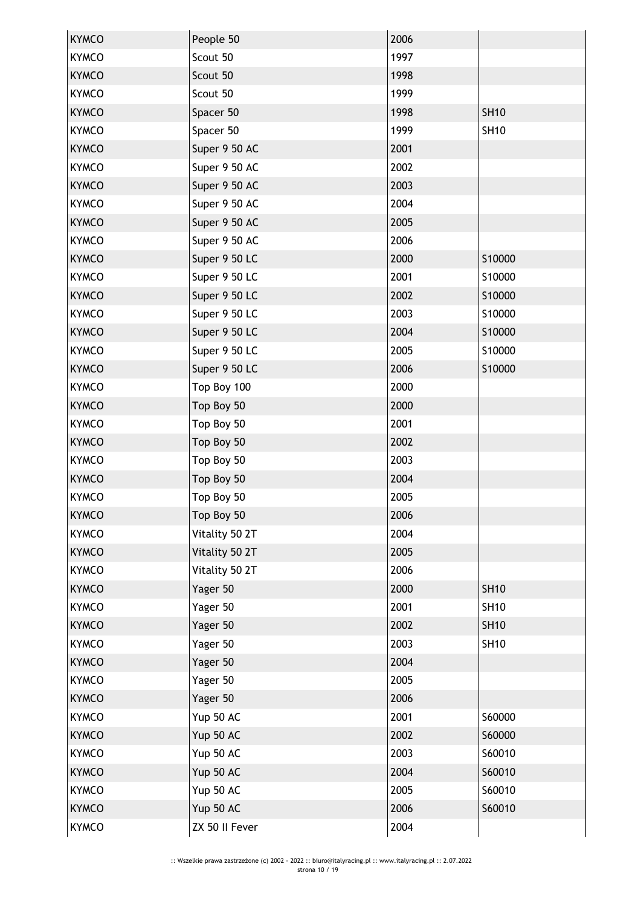| KYMCO | People 50 | 2006 | |
|---|---|---|---|
| KYMCO | Scout 50 | 1997 | |
| KYMCO | Scout 50 | 1998 | |
| KYMCO | Scout 50 | 1999 | |
| KYMCO | Spacer 50 | 1998 | SH10 |
| KYMCO | Spacer 50 | 1999 | SH10 |
| KYMCO | Super 9 50 AC | 2001 | |
| KYMCO | Super 9 50 AC | 2002 | |
| KYMCO | Super 9 50 AC | 2003 | |
| KYMCO | Super 9 50 AC | 2004 | |
| KYMCO | Super 9 50 AC | 2005 | |
| KYMCO | Super 9 50 AC | 2006 | |
| KYMCO | Super 9 50 LC | 2000 | S10000 |
| KYMCO | Super 9 50 LC | 2001 | S10000 |
| KYMCO | Super 9 50 LC | 2002 | S10000 |
| KYMCO | Super 9 50 LC | 2003 | S10000 |
| KYMCO | Super 9 50 LC | 2004 | S10000 |
| KYMCO | Super 9 50 LC | 2005 | S10000 |
| KYMCO | Super 9 50 LC | 2006 | S10000 |
| KYMCO | Top Boy 100 | 2000 | |
| KYMCO | Top Boy 50 | 2000 | |
| KYMCO | Top Boy 50 | 2001 | |
| KYMCO | Top Boy 50 | 2002 | |
| KYMCO | Top Boy 50 | 2003 | |
| KYMCO | Top Boy 50 | 2004 | |
| KYMCO | Top Boy 50 | 2005 | |
| KYMCO | Top Boy 50 | 2006 | |
| KYMCO | Vitality 50 2T | 2004 | |
| KYMCO | Vitality 50 2T | 2005 | |
| KYMCO | Vitality 50 2T | 2006 | |
| KYMCO | Yager 50 | 2000 | SH10 |
| KYMCO | Yager 50 | 2001 | SH10 |
| KYMCO | Yager 50 | 2002 | SH10 |
| KYMCO | Yager 50 | 2003 | SH10 |
| KYMCO | Yager 50 | 2004 | |
| KYMCO | Yager 50 | 2005 | |
| KYMCO | Yager 50 | 2006 | |
| KYMCO | Yup 50 AC | 2001 | S60000 |
| KYMCO | Yup 50 AC | 2002 | S60000 |
| KYMCO | Yup 50 AC | 2003 | S60010 |
| KYMCO | Yup 50 AC | 2004 | S60010 |
| KYMCO | Yup 50 AC | 2005 | S60010 |
| KYMCO | Yup 50 AC | 2006 | S60010 |
| KYMCO | ZX 50 II Fever | 2004 | |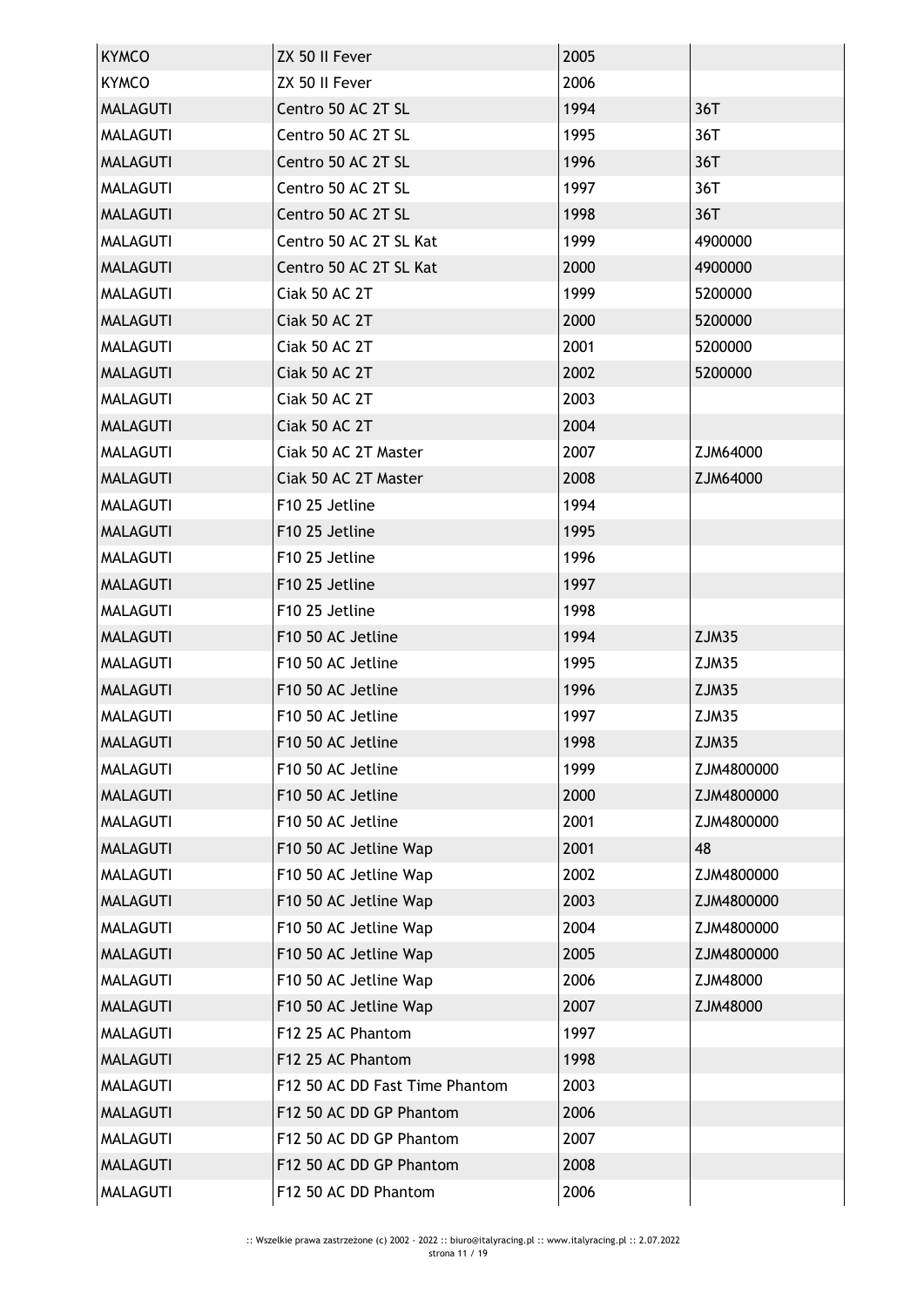| | | | |
|---|---|---|---|
| KYMCO | ZX 50 II Fever | 2005 | |
| KYMCO | ZX 50 II Fever | 2006 | |
| MALAGUTI | Centro 50 AC 2T SL | 1994 | 36T |
| MALAGUTI | Centro 50 AC 2T SL | 1995 | 36T |
| MALAGUTI | Centro 50 AC 2T SL | 1996 | 36T |
| MALAGUTI | Centro 50 AC 2T SL | 1997 | 36T |
| MALAGUTI | Centro 50 AC 2T SL | 1998 | 36T |
| MALAGUTI | Centro 50 AC 2T SL Kat | 1999 | 4900000 |
| MALAGUTI | Centro 50 AC 2T SL Kat | 2000 | 4900000 |
| MALAGUTI | Ciak 50 AC 2T | 1999 | 5200000 |
| MALAGUTI | Ciak 50 AC 2T | 2000 | 5200000 |
| MALAGUTI | Ciak 50 AC 2T | 2001 | 5200000 |
| MALAGUTI | Ciak 50 AC 2T | 2002 | 5200000 |
| MALAGUTI | Ciak 50 AC 2T | 2003 | |
| MALAGUTI | Ciak 50 AC 2T | 2004 | |
| MALAGUTI | Ciak 50 AC 2T Master | 2007 | ZJM64000 |
| MALAGUTI | Ciak 50 AC 2T Master | 2008 | ZJM64000 |
| MALAGUTI | F10 25 Jetline | 1994 | |
| MALAGUTI | F10 25 Jetline | 1995 | |
| MALAGUTI | F10 25 Jetline | 1996 | |
| MALAGUTI | F10 25 Jetline | 1997 | |
| MALAGUTI | F10 25 Jetline | 1998 | |
| MALAGUTI | F10 50 AC Jetline | 1994 | ZJM35 |
| MALAGUTI | F10 50 AC Jetline | 1995 | ZJM35 |
| MALAGUTI | F10 50 AC Jetline | 1996 | ZJM35 |
| MALAGUTI | F10 50 AC Jetline | 1997 | ZJM35 |
| MALAGUTI | F10 50 AC Jetline | 1998 | ZJM35 |
| MALAGUTI | F10 50 AC Jetline | 1999 | ZJM4800000 |
| MALAGUTI | F10 50 AC Jetline | 2000 | ZJM4800000 |
| MALAGUTI | F10 50 AC Jetline | 2001 | ZJM4800000 |
| MALAGUTI | F10 50 AC Jetline Wap | 2001 | 48 |
| MALAGUTI | F10 50 AC Jetline Wap | 2002 | ZJM4800000 |
| MALAGUTI | F10 50 AC Jetline Wap | 2003 | ZJM4800000 |
| MALAGUTI | F10 50 AC Jetline Wap | 2004 | ZJM4800000 |
| MALAGUTI | F10 50 AC Jetline Wap | 2005 | ZJM4800000 |
| MALAGUTI | F10 50 AC Jetline Wap | 2006 | ZJM48000 |
| MALAGUTI | F10 50 AC Jetline Wap | 2007 | ZJM48000 |
| MALAGUTI | F12 25 AC Phantom | 1997 | |
| MALAGUTI | F12 25 AC Phantom | 1998 | |
| MALAGUTI | F12 50 AC DD Fast Time Phantom | 2003 | |
| MALAGUTI | F12 50 AC DD GP Phantom | 2006 | |
| MALAGUTI | F12 50 AC DD GP Phantom | 2007 | |
| MALAGUTI | F12 50 AC DD GP Phantom | 2008 | |
| MALAGUTI | F12 50 AC DD Phantom | 2006 | |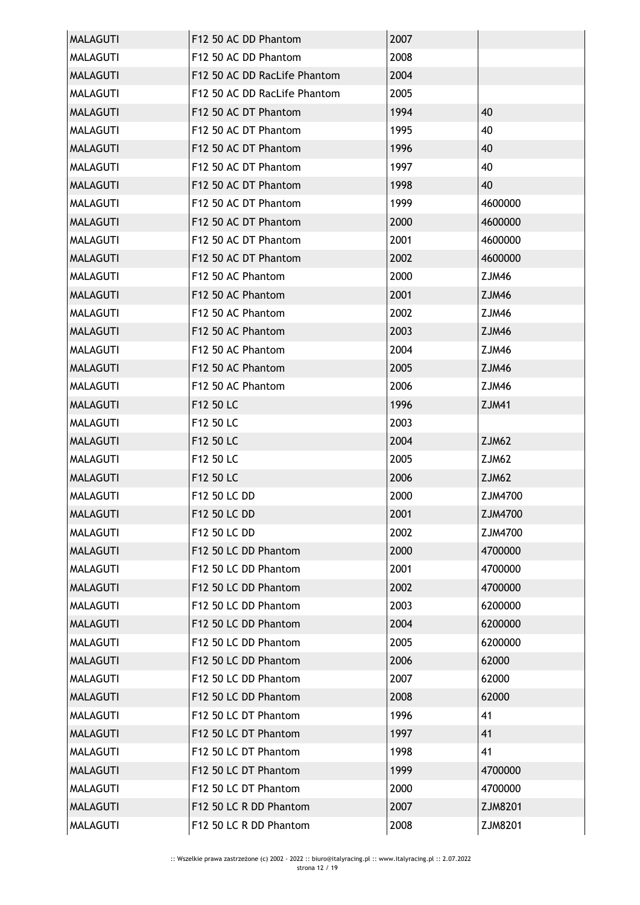| | | | |
|---|---|---|---|
| MALAGUTI | F12 50 AC DD Phantom | 2007 | |
| MALAGUTI | F12 50 AC DD Phantom | 2008 | |
| MALAGUTI | F12 50 AC DD RacLife Phantom | 2004 | |
| MALAGUTI | F12 50 AC DD RacLife Phantom | 2005 | |
| MALAGUTI | F12 50 AC DT Phantom | 1994 | 40 |
| MALAGUTI | F12 50 AC DT Phantom | 1995 | 40 |
| MALAGUTI | F12 50 AC DT Phantom | 1996 | 40 |
| MALAGUTI | F12 50 AC DT Phantom | 1997 | 40 |
| MALAGUTI | F12 50 AC DT Phantom | 1998 | 40 |
| MALAGUTI | F12 50 AC DT Phantom | 1999 | 4600000 |
| MALAGUTI | F12 50 AC DT Phantom | 2000 | 4600000 |
| MALAGUTI | F12 50 AC DT Phantom | 2001 | 4600000 |
| MALAGUTI | F12 50 AC DT Phantom | 2002 | 4600000 |
| MALAGUTI | F12 50 AC Phantom | 2000 | ZJM46 |
| MALAGUTI | F12 50 AC Phantom | 2001 | ZJM46 |
| MALAGUTI | F12 50 AC Phantom | 2002 | ZJM46 |
| MALAGUTI | F12 50 AC Phantom | 2003 | ZJM46 |
| MALAGUTI | F12 50 AC Phantom | 2004 | ZJM46 |
| MALAGUTI | F12 50 AC Phantom | 2005 | ZJM46 |
| MALAGUTI | F12 50 AC Phantom | 2006 | ZJM46 |
| MALAGUTI | F12 50 LC | 1996 | ZJM41 |
| MALAGUTI | F12 50 LC | 2003 | |
| MALAGUTI | F12 50 LC | 2004 | ZJM62 |
| MALAGUTI | F12 50 LC | 2005 | ZJM62 |
| MALAGUTI | F12 50 LC | 2006 | ZJM62 |
| MALAGUTI | F12 50 LC DD | 2000 | ZJM4700 |
| MALAGUTI | F12 50 LC DD | 2001 | ZJM4700 |
| MALAGUTI | F12 50 LC DD | 2002 | ZJM4700 |
| MALAGUTI | F12 50 LC DD Phantom | 2000 | 4700000 |
| MALAGUTI | F12 50 LC DD Phantom | 2001 | 4700000 |
| MALAGUTI | F12 50 LC DD Phantom | 2002 | 4700000 |
| MALAGUTI | F12 50 LC DD Phantom | 2003 | 6200000 |
| MALAGUTI | F12 50 LC DD Phantom | 2004 | 6200000 |
| MALAGUTI | F12 50 LC DD Phantom | 2005 | 6200000 |
| MALAGUTI | F12 50 LC DD Phantom | 2006 | 62000 |
| MALAGUTI | F12 50 LC DD Phantom | 2007 | 62000 |
| MALAGUTI | F12 50 LC DD Phantom | 2008 | 62000 |
| MALAGUTI | F12 50 LC DT Phantom | 1996 | 41 |
| MALAGUTI | F12 50 LC DT Phantom | 1997 | 41 |
| MALAGUTI | F12 50 LC DT Phantom | 1998 | 41 |
| MALAGUTI | F12 50 LC DT Phantom | 1999 | 4700000 |
| MALAGUTI | F12 50 LC DT Phantom | 2000 | 4700000 |
| MALAGUTI | F12 50 LC R DD Phantom | 2007 | ZJM8201 |
| MALAGUTI | F12 50 LC R DD Phantom | 2008 | ZJM8201 |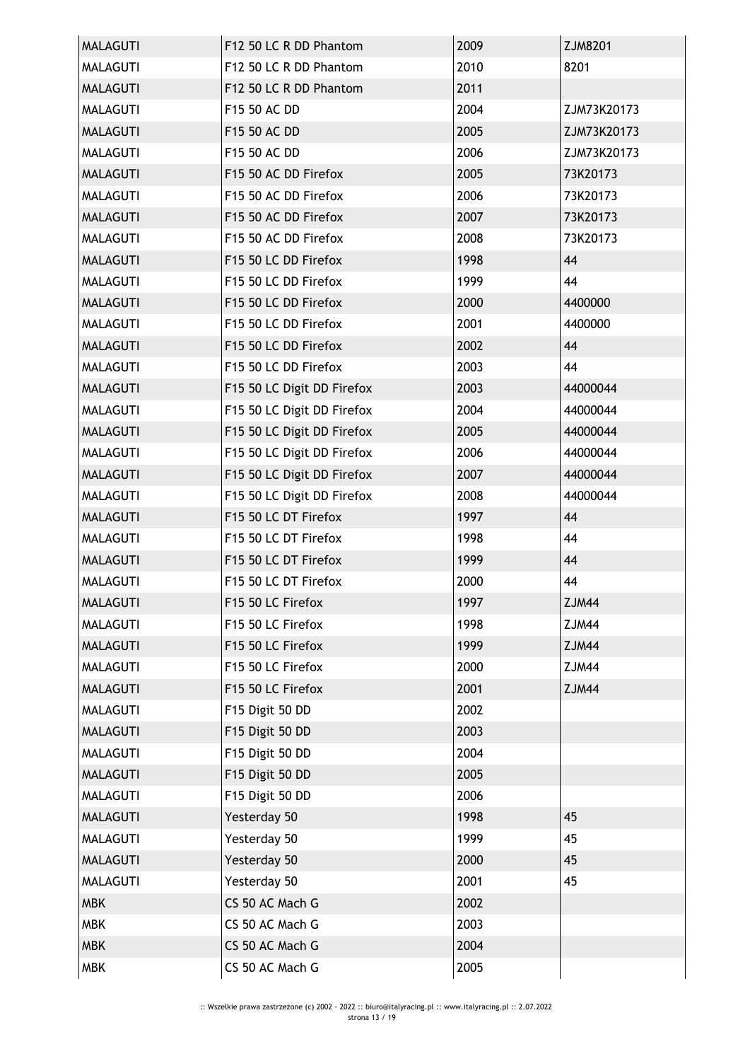| MALAGUTI | F12 50 LC R DD Phantom | 2009 | ZJM8201 |
|---|---|---|---|
| MALAGUTI | F12 50 LC R DD Phantom | 2010 | 8201 |
| MALAGUTI | F12 50 LC R DD Phantom | 2011 | |
| MALAGUTI | F15 50 AC DD | 2004 | ZJM73K20173 |
| MALAGUTI | F15 50 AC DD | 2005 | ZJM73K20173 |
| MALAGUTI | F15 50 AC DD | 2006 | ZJM73K20173 |
| MALAGUTI | F15 50 AC DD Firefox | 2005 | 73K20173 |
| MALAGUTI | F15 50 AC DD Firefox | 2006 | 73K20173 |
| MALAGUTI | F15 50 AC DD Firefox | 2007 | 73K20173 |
| MALAGUTI | F15 50 AC DD Firefox | 2008 | 73K20173 |
| MALAGUTI | F15 50 LC DD Firefox | 1998 | 44 |
| MALAGUTI | F15 50 LC DD Firefox | 1999 | 44 |
| MALAGUTI | F15 50 LC DD Firefox | 2000 | 4400000 |
| MALAGUTI | F15 50 LC DD Firefox | 2001 | 4400000 |
| MALAGUTI | F15 50 LC DD Firefox | 2002 | 44 |
| MALAGUTI | F15 50 LC DD Firefox | 2003 | 44 |
| MALAGUTI | F15 50 LC Digit DD Firefox | 2003 | 44000044 |
| MALAGUTI | F15 50 LC Digit DD Firefox | 2004 | 44000044 |
| MALAGUTI | F15 50 LC Digit DD Firefox | 2005 | 44000044 |
| MALAGUTI | F15 50 LC Digit DD Firefox | 2006 | 44000044 |
| MALAGUTI | F15 50 LC Digit DD Firefox | 2007 | 44000044 |
| MALAGUTI | F15 50 LC Digit DD Firefox | 2008 | 44000044 |
| MALAGUTI | F15 50 LC DT Firefox | 1997 | 44 |
| MALAGUTI | F15 50 LC DT Firefox | 1998 | 44 |
| MALAGUTI | F15 50 LC DT Firefox | 1999 | 44 |
| MALAGUTI | F15 50 LC DT Firefox | 2000 | 44 |
| MALAGUTI | F15 50 LC Firefox | 1997 | ZJM44 |
| MALAGUTI | F15 50 LC Firefox | 1998 | ZJM44 |
| MALAGUTI | F15 50 LC Firefox | 1999 | ZJM44 |
| MALAGUTI | F15 50 LC Firefox | 2000 | ZJM44 |
| MALAGUTI | F15 50 LC Firefox | 2001 | ZJM44 |
| MALAGUTI | F15 Digit 50 DD | 2002 | |
| MALAGUTI | F15 Digit 50 DD | 2003 | |
| MALAGUTI | F15 Digit 50 DD | 2004 | |
| MALAGUTI | F15 Digit 50 DD | 2005 | |
| MALAGUTI | F15 Digit 50 DD | 2006 | |
| MALAGUTI | Yesterday 50 | 1998 | 45 |
| MALAGUTI | Yesterday 50 | 1999 | 45 |
| MALAGUTI | Yesterday 50 | 2000 | 45 |
| MALAGUTI | Yesterday 50 | 2001 | 45 |
| MBK | CS 50 AC Mach G | 2002 | |
| MBK | CS 50 AC Mach G | 2003 | |
| MBK | CS 50 AC Mach G | 2004 | |
| MBK | CS 50 AC Mach G | 2005 | |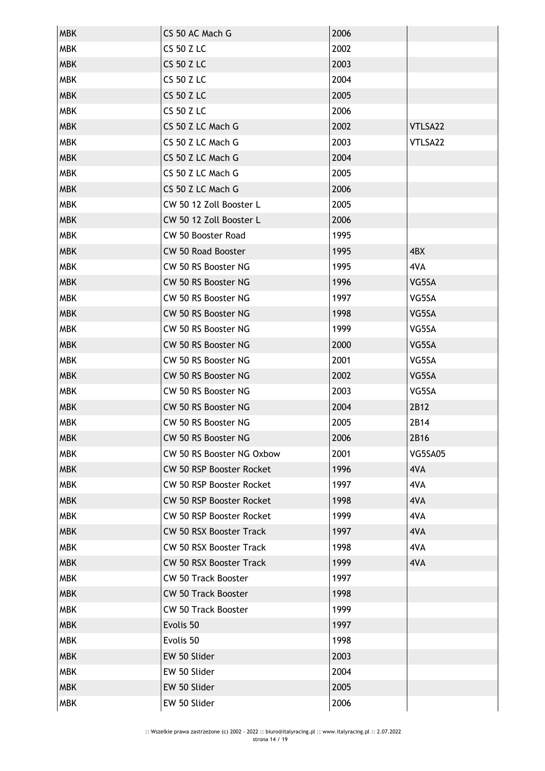| MBK | CS 50 AC Mach G | 2006 | |
|---|---|---|---|
| MBK | CS 50 Z LC | 2002 | |
| MBK | CS 50 Z LC | 2003 | |
| MBK | CS 50 Z LC | 2004 | |
| MBK | CS 50 Z LC | 2005 | |
| MBK | CS 50 Z LC | 2006 | |
| MBK | CS 50 Z LC Mach G | 2002 | VTLSA22 |
| MBK | CS 50 Z LC Mach G | 2003 | VTLSA22 |
| MBK | CS 50 Z LC Mach G | 2004 | |
| MBK | CS 50 Z LC Mach G | 2005 | |
| MBK | CS 50 Z LC Mach G | 2006 | |
| MBK | CW 50 12 Zoll Booster L | 2005 | |
| MBK | CW 50 12 Zoll Booster L | 2006 | |
| MBK | CW 50 Booster Road | 1995 | |
| MBK | CW 50 Road Booster | 1995 | 4BX |
| MBK | CW 50 RS Booster NG | 1995 | 4VA |
| MBK | CW 50 RS Booster NG | 1996 | VG5SA |
| MBK | CW 50 RS Booster NG | 1997 | VG5SA |
| MBK | CW 50 RS Booster NG | 1998 | VG5SA |
| MBK | CW 50 RS Booster NG | 1999 | VG5SA |
| MBK | CW 50 RS Booster NG | 2000 | VG5SA |
| MBK | CW 50 RS Booster NG | 2001 | VG5SA |
| MBK | CW 50 RS Booster NG | 2002 | VG5SA |
| MBK | CW 50 RS Booster NG | 2003 | VG5SA |
| MBK | CW 50 RS Booster NG | 2004 | 2B12 |
| MBK | CW 50 RS Booster NG | 2005 | 2B14 |
| MBK | CW 50 RS Booster NG | 2006 | 2B16 |
| MBK | CW 50 RS Booster NG Oxbow | 2001 | VG5SA05 |
| MBK | CW 50 RSP Booster Rocket | 1996 | 4VA |
| MBK | CW 50 RSP Booster Rocket | 1997 | 4VA |
| MBK | CW 50 RSP Booster Rocket | 1998 | 4VA |
| MBK | CW 50 RSP Booster Rocket | 1999 | 4VA |
| MBK | CW 50 RSX Booster Track | 1997 | 4VA |
| MBK | CW 50 RSX Booster Track | 1998 | 4VA |
| MBK | CW 50 RSX Booster Track | 1999 | 4VA |
| MBK | CW 50 Track Booster | 1997 | |
| MBK | CW 50 Track Booster | 1998 | |
| MBK | CW 50 Track Booster | 1999 | |
| MBK | Evolis 50 | 1997 | |
| MBK | Evolis 50 | 1998 | |
| MBK | EW 50 Slider | 2003 | |
| MBK | EW 50 Slider | 2004 | |
| MBK | EW 50 Slider | 2005 | |
| MBK | EW 50 Slider | 2006 | |

:: Wszelkie prawa zastrzeżone (c) 2002 - 2022 :: biuro@italyracing.pl :: www.italyracing.pl :: 2.07.2022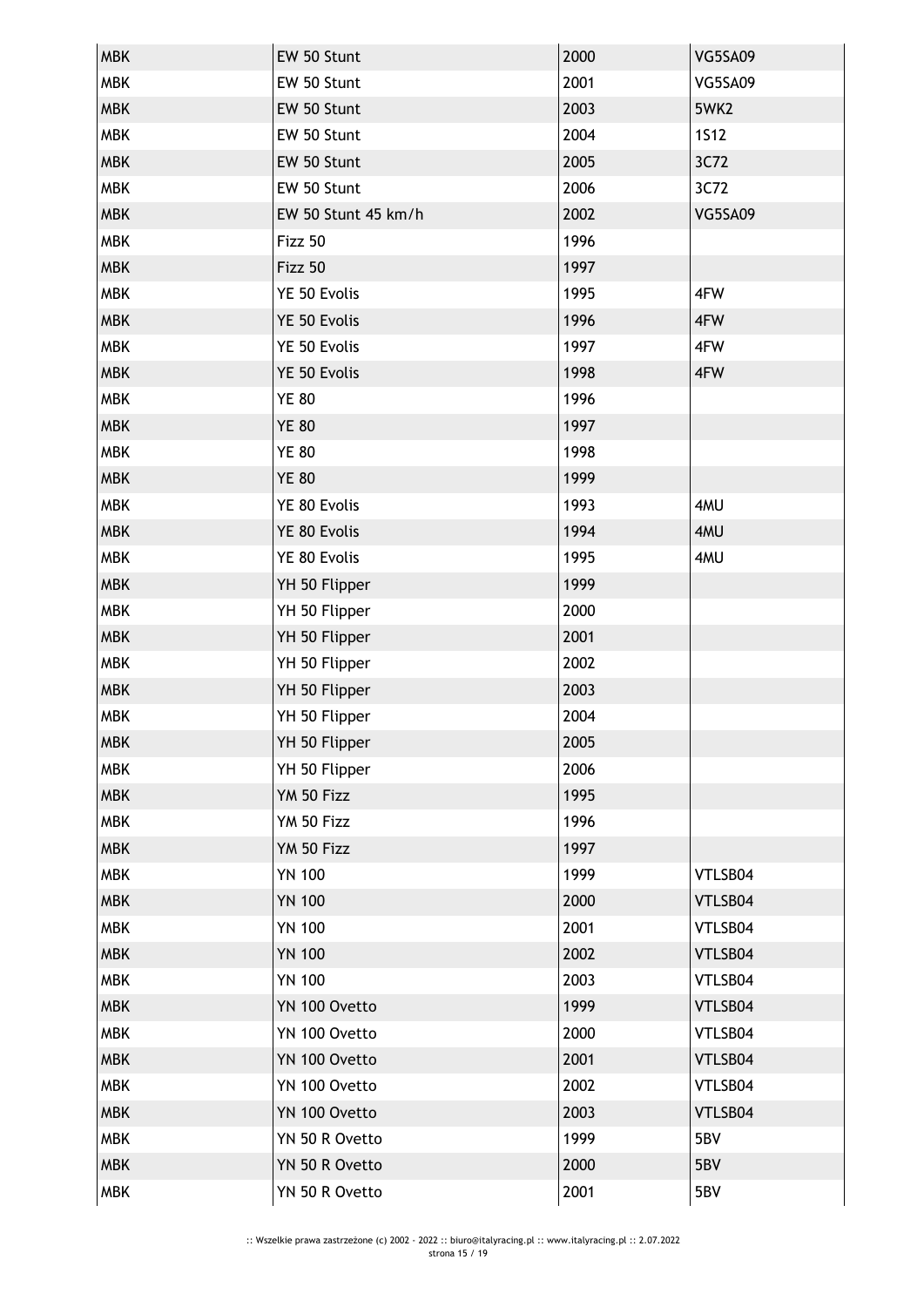| MBK | EW 50 Stunt | 2000 | VG5SA09 |
|---|---|---|---|
| MBK | EW 50 Stunt | 2001 | VG5SA09 |
| MBK | EW 50 Stunt | 2003 | 5WK2 |
| MBK | EW 50 Stunt | 2004 | 1S12 |
| MBK | EW 50 Stunt | 2005 | 3C72 |
| MBK | EW 50 Stunt | 2006 | 3C72 |
| MBK | EW 50 Stunt 45 km/h | 2002 | VG5SA09 |
| MBK | Fizz 50 | 1996 | |
| MBK | Fizz 50 | 1997 | |
| MBK | YE 50 Evolis | 1995 | 4FW |
| MBK | YE 50 Evolis | 1996 | 4FW |
| MBK | YE 50 Evolis | 1997 | 4FW |
| MBK | YE 50 Evolis | 1998 | 4FW |
| MBK | YE 80 | 1996 | |
| MBK | YE 80 | 1997 | |
| MBK | YE 80 | 1998 | |
| MBK | YE 80 | 1999 | |
| MBK | YE 80 Evolis | 1993 | 4MU |
| MBK | YE 80 Evolis | 1994 | 4MU |
| MBK | YE 80 Evolis | 1995 | 4MU |
| MBK | YH 50 Flipper | 1999 | |
| MBK | YH 50 Flipper | 2000 | |
| MBK | YH 50 Flipper | 2001 | |
| MBK | YH 50 Flipper | 2002 | |
| MBK | YH 50 Flipper | 2003 | |
| MBK | YH 50 Flipper | 2004 | |
| MBK | YH 50 Flipper | 2005 | |
| MBK | YH 50 Flipper | 2006 | |
| MBK | YM 50 Fizz | 1995 | |
| MBK | YM 50 Fizz | 1996 | |
| MBK | YM 50 Fizz | 1997 | |
| MBK | YN 100 | 1999 | VTLSB04 |
| MBK | YN 100 | 2000 | VTLSB04 |
| MBK | YN 100 | 2001 | VTLSB04 |
| MBK | YN 100 | 2002 | VTLSB04 |
| MBK | YN 100 | 2003 | VTLSB04 |
| MBK | YN 100 Ovetto | 1999 | VTLSB04 |
| MBK | YN 100 Ovetto | 2000 | VTLSB04 |
| MBK | YN 100 Ovetto | 2001 | VTLSB04 |
| MBK | YN 100 Ovetto | 2002 | VTLSB04 |
| MBK | YN 100 Ovetto | 2003 | VTLSB04 |
| MBK | YN 50 R Ovetto | 1999 | 5BV |
| MBK | YN 50 R Ovetto | 2000 | 5BV |
| MBK | YN 50 R Ovetto | 2001 | 5BV |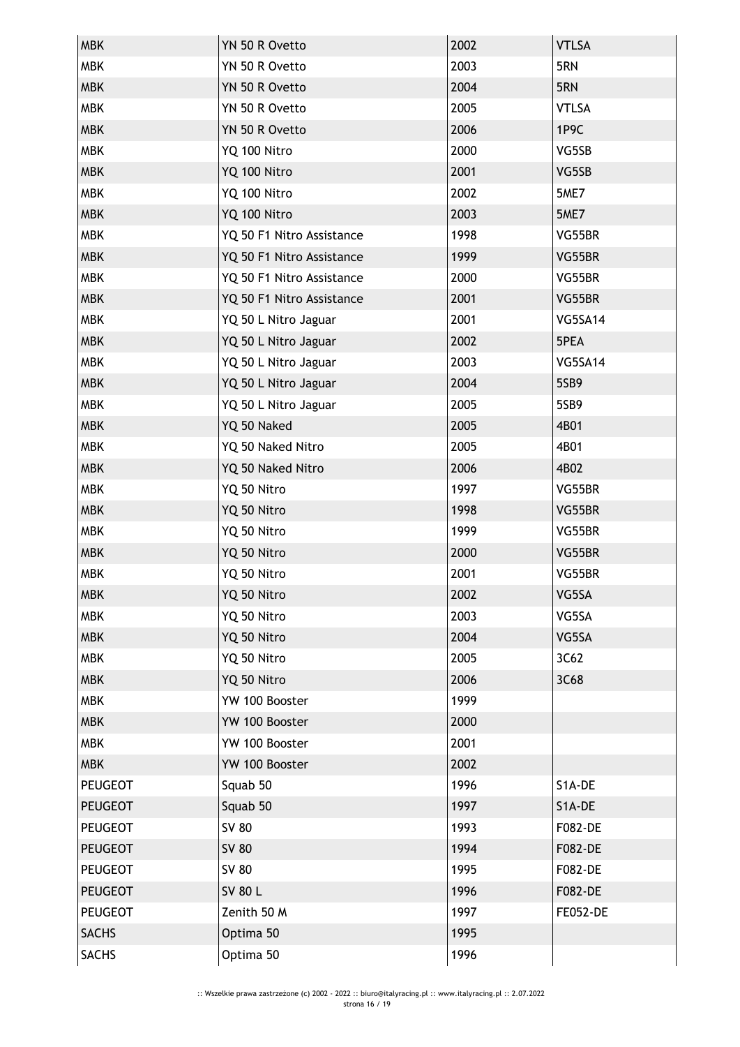| MBK | YN 50 R Ovetto | 2002 | VTLSA |
|---|---|---|---|
| MBK | YN 50 R Ovetto | 2003 | 5RN |
| MBK | YN 50 R Ovetto | 2004 | 5RN |
| MBK | YN 50 R Ovetto | 2005 | VTLSA |
| MBK | YN 50 R Ovetto | 2006 | 1P9C |
| MBK | YQ 100 Nitro | 2000 | VG5SB |
| MBK | YQ 100 Nitro | 2001 | VG5SB |
| MBK | YQ 100 Nitro | 2002 | 5ME7 |
| MBK | YQ 100 Nitro | 2003 | 5ME7 |
| MBK | YQ 50 F1 Nitro Assistance | 1998 | VG55BR |
| MBK | YQ 50 F1 Nitro Assistance | 1999 | VG55BR |
| MBK | YQ 50 F1 Nitro Assistance | 2000 | VG55BR |
| MBK | YQ 50 F1 Nitro Assistance | 2001 | VG55BR |
| MBK | YQ 50 L Nitro Jaguar | 2001 | VG5SA14 |
| MBK | YQ 50 L Nitro Jaguar | 2002 | 5PEA |
| MBK | YQ 50 L Nitro Jaguar | 2003 | VG5SA14 |
| MBK | YQ 50 L Nitro Jaguar | 2004 | 5SB9 |
| MBK | YQ 50 L Nitro Jaguar | 2005 | 5SB9 |
| MBK | YQ 50 Naked | 2005 | 4B01 |
| MBK | YQ 50 Naked Nitro | 2005 | 4B01 |
| MBK | YQ 50 Naked Nitro | 2006 | 4B02 |
| MBK | YQ 50 Nitro | 1997 | VG55BR |
| MBK | YQ 50 Nitro | 1998 | VG55BR |
| MBK | YQ 50 Nitro | 1999 | VG55BR |
| MBK | YQ 50 Nitro | 2000 | VG55BR |
| MBK | YQ 50 Nitro | 2001 | VG55BR |
| MBK | YQ 50 Nitro | 2002 | VG5SA |
| MBK | YQ 50 Nitro | 2003 | VG5SA |
| MBK | YQ 50 Nitro | 2004 | VG5SA |
| MBK | YQ 50 Nitro | 2005 | 3C62 |
| MBK | YQ 50 Nitro | 2006 | 3C68 |
| MBK | YW 100 Booster | 1999 | |
| MBK | YW 100 Booster | 2000 | |
| MBK | YW 100 Booster | 2001 | |
| MBK | YW 100 Booster | 2002 | |
| PEUGEOT | Squab 50 | 1996 | S1A-DE |
| PEUGEOT | Squab 50 | 1997 | S1A-DE |
| PEUGEOT | SV 80 | 1993 | F082-DE |
| PEUGEOT | SV 80 | 1994 | F082-DE |
| PEUGEOT | SV 80 | 1995 | F082-DE |
| PEUGEOT | SV 80 L | 1996 | F082-DE |
| PEUGEOT | Zenith 50 M | 1997 | FE052-DE |
| SACHS | Optima 50 | 1995 | |
| SACHS | Optima 50 | 1996 | |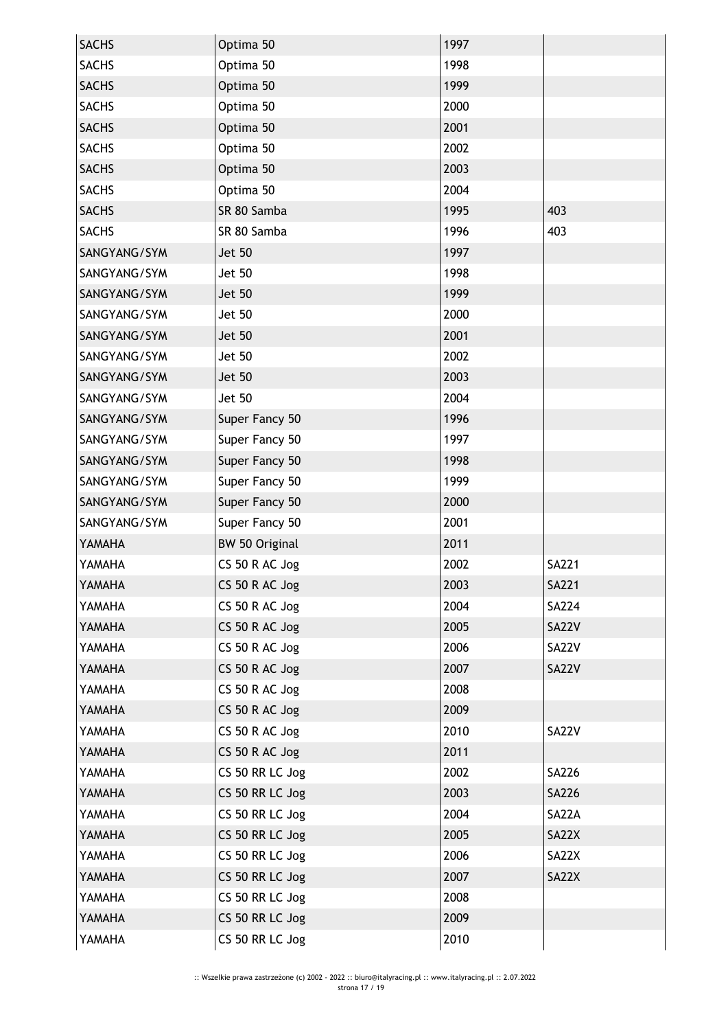| | | | |
|---|---|---|---|
| SACHS | Optima 50 | 1997 | |
| SACHS | Optima 50 | 1998 | |
| SACHS | Optima 50 | 1999 | |
| SACHS | Optima 50 | 2000 | |
| SACHS | Optima 50 | 2001 | |
| SACHS | Optima 50 | 2002 | |
| SACHS | Optima 50 | 2003 | |
| SACHS | Optima 50 | 2004 | |
| SACHS | SR 80 Samba | 1995 | 403 |
| SACHS | SR 80 Samba | 1996 | 403 |
| SANGYANG/SYM | Jet 50 | 1997 | |
| SANGYANG/SYM | Jet 50 | 1998 | |
| SANGYANG/SYM | Jet 50 | 1999 | |
| SANGYANG/SYM | Jet 50 | 2000 | |
| SANGYANG/SYM | Jet 50 | 2001 | |
| SANGYANG/SYM | Jet 50 | 2002 | |
| SANGYANG/SYM | Jet 50 | 2003 | |
| SANGYANG/SYM | Jet 50 | 2004 | |
| SANGYANG/SYM | Super Fancy 50 | 1996 | |
| SANGYANG/SYM | Super Fancy 50 | 1997 | |
| SANGYANG/SYM | Super Fancy 50 | 1998 | |
| SANGYANG/SYM | Super Fancy 50 | 1999 | |
| SANGYANG/SYM | Super Fancy 50 | 2000 | |
| SANGYANG/SYM | Super Fancy 50 | 2001 | |
| YAMAHA | BW 50 Original | 2011 | |
| YAMAHA | CS 50 R AC Jog | 2002 | SA221 |
| YAMAHA | CS 50 R AC Jog | 2003 | SA221 |
| YAMAHA | CS 50 R AC Jog | 2004 | SA224 |
| YAMAHA | CS 50 R AC Jog | 2005 | SA22V |
| YAMAHA | CS 50 R AC Jog | 2006 | SA22V |
| YAMAHA | CS 50 R AC Jog | 2007 | SA22V |
| YAMAHA | CS 50 R AC Jog | 2008 | |
| YAMAHA | CS 50 R AC Jog | 2009 | |
| YAMAHA | CS 50 R AC Jog | 2010 | SA22V |
| YAMAHA | CS 50 R AC Jog | 2011 | |
| YAMAHA | CS 50 RR LC Jog | 2002 | SA226 |
| YAMAHA | CS 50 RR LC Jog | 2003 | SA226 |
| YAMAHA | CS 50 RR LC Jog | 2004 | SA22A |
| YAMAHA | CS 50 RR LC Jog | 2005 | SA22X |
| YAMAHA | CS 50 RR LC Jog | 2006 | SA22X |
| YAMAHA | CS 50 RR LC Jog | 2007 | SA22X |
| YAMAHA | CS 50 RR LC Jog | 2008 | |
| YAMAHA | CS 50 RR LC Jog | 2009 | |
| YAMAHA | CS 50 RR LC Jog | 2010 | |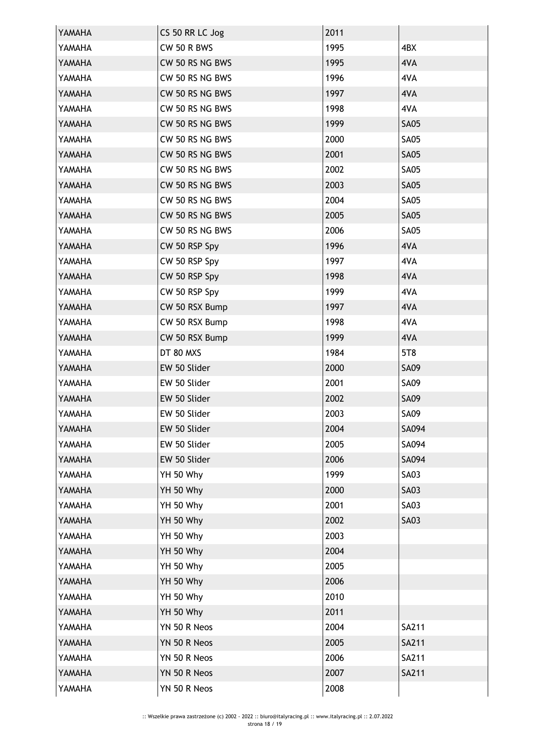| YAMAHA | CS 50 RR LC Jog | 2011 | |
|---|---|---|---|
| YAMAHA | CW 50 R BWS | 1995 | 4BX |
| YAMAHA | CW 50 RS NG BWS | 1995 | 4VA |
| YAMAHA | CW 50 RS NG BWS | 1996 | 4VA |
| YAMAHA | CW 50 RS NG BWS | 1997 | 4VA |
| YAMAHA | CW 50 RS NG BWS | 1998 | 4VA |
| YAMAHA | CW 50 RS NG BWS | 1999 | SA05 |
| YAMAHA | CW 50 RS NG BWS | 2000 | SA05 |
| YAMAHA | CW 50 RS NG BWS | 2001 | SA05 |
| YAMAHA | CW 50 RS NG BWS | 2002 | SA05 |
| YAMAHA | CW 50 RS NG BWS | 2003 | SA05 |
| YAMAHA | CW 50 RS NG BWS | 2004 | SA05 |
| YAMAHA | CW 50 RS NG BWS | 2005 | SA05 |
| YAMAHA | CW 50 RS NG BWS | 2006 | SA05 |
| YAMAHA | CW 50 RSP Spy | 1996 | 4VA |
| YAMAHA | CW 50 RSP Spy | 1997 | 4VA |
| YAMAHA | CW 50 RSP Spy | 1998 | 4VA |
| YAMAHA | CW 50 RSP Spy | 1999 | 4VA |
| YAMAHA | CW 50 RSX Bump | 1997 | 4VA |
| YAMAHA | CW 50 RSX Bump | 1998 | 4VA |
| YAMAHA | CW 50 RSX Bump | 1999 | 4VA |
| YAMAHA | DT 80 MXS | 1984 | 5T8 |
| YAMAHA | EW 50 Slider | 2000 | SA09 |
| YAMAHA | EW 50 Slider | 2001 | SA09 |
| YAMAHA | EW 50 Slider | 2002 | SA09 |
| YAMAHA | EW 50 Slider | 2003 | SA09 |
| YAMAHA | EW 50 Slider | 2004 | SA094 |
| YAMAHA | EW 50 Slider | 2005 | SA094 |
| YAMAHA | EW 50 Slider | 2006 | SA094 |
| YAMAHA | YH 50 Why | 1999 | SA03 |
| YAMAHA | YH 50 Why | 2000 | SA03 |
| YAMAHA | YH 50 Why | 2001 | SA03 |
| YAMAHA | YH 50 Why | 2002 | SA03 |
| YAMAHA | YH 50 Why | 2003 | |
| YAMAHA | YH 50 Why | 2004 | |
| YAMAHA | YH 50 Why | 2005 | |
| YAMAHA | YH 50 Why | 2006 | |
| YAMAHA | YH 50 Why | 2010 | |
| YAMAHA | YH 50 Why | 2011 | |
| YAMAHA | YN 50 R Neos | 2004 | SA211 |
| YAMAHA | YN 50 R Neos | 2005 | SA211 |
| YAMAHA | YN 50 R Neos | 2006 | SA211 |
| YAMAHA | YN 50 R Neos | 2007 | SA211 |
| YAMAHA | YN 50 R Neos | 2008 | |

:: Wszelkie prawa zastrzeżone (c) 2002 - 2022 :: biuro@italyracing.pl :: www.italyracing.pl :: 2.07.2022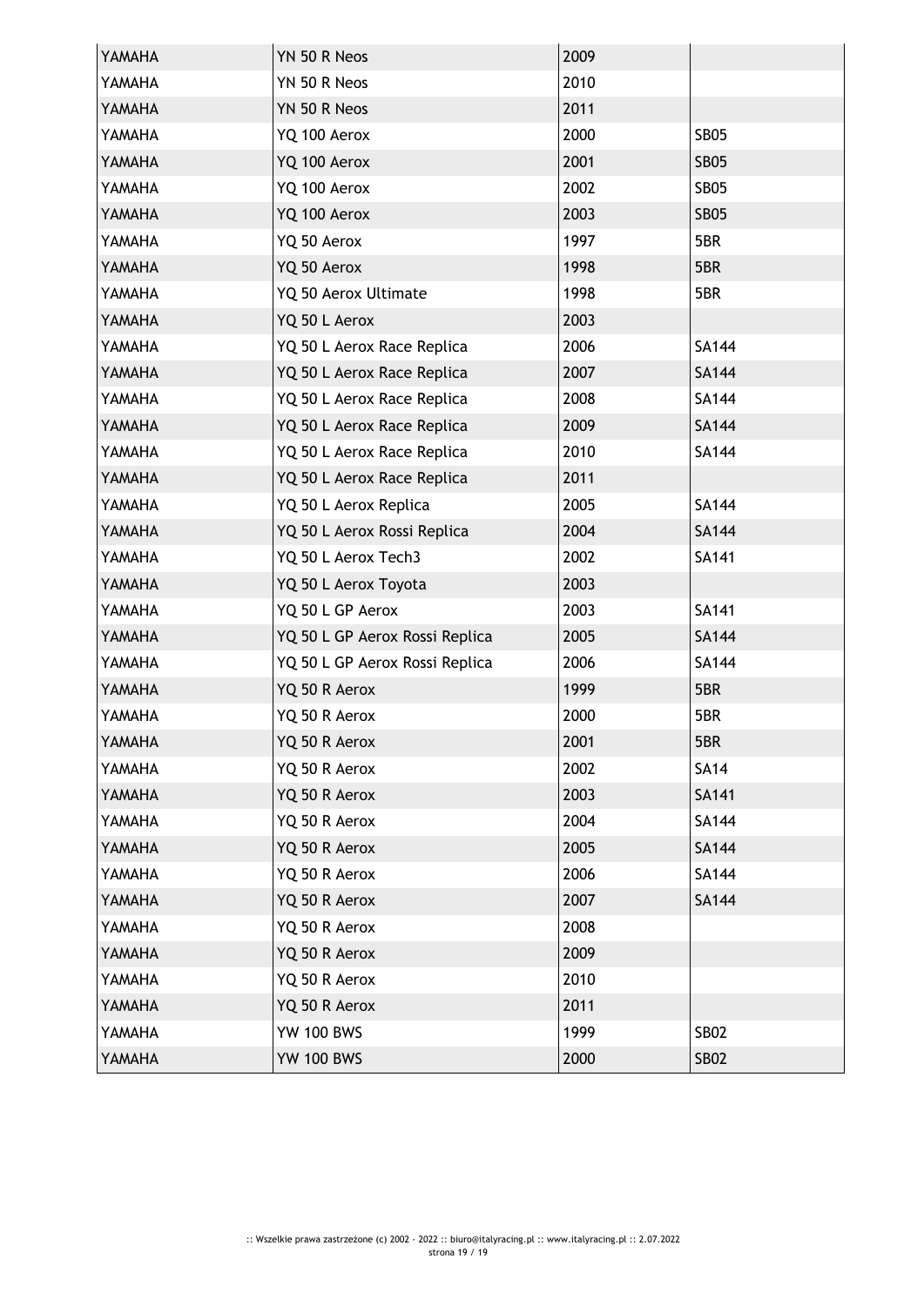| | | | |
|---|---|---|---|
| YAMAHA | YN 50 R Neos | 2009 | |
| YAMAHA | YN 50 R Neos | 2010 | |
| YAMAHA | YN 50 R Neos | 2011 | |
| YAMAHA | YQ 100 Aerox | 2000 | SB05 |
| YAMAHA | YQ 100 Aerox | 2001 | SB05 |
| YAMAHA | YQ 100 Aerox | 2002 | SB05 |
| YAMAHA | YQ 100 Aerox | 2003 | SB05 |
| YAMAHA | YQ 50 Aerox | 1997 | 5BR |
| YAMAHA | YQ 50 Aerox | 1998 | 5BR |
| YAMAHA | YQ 50 Aerox Ultimate | 1998 | 5BR |
| YAMAHA | YQ 50 L Aerox | 2003 | |
| YAMAHA | YQ 50 L Aerox Race Replica | 2006 | SA144 |
| YAMAHA | YQ 50 L Aerox Race Replica | 2007 | SA144 |
| YAMAHA | YQ 50 L Aerox Race Replica | 2008 | SA144 |
| YAMAHA | YQ 50 L Aerox Race Replica | 2009 | SA144 |
| YAMAHA | YQ 50 L Aerox Race Replica | 2010 | SA144 |
| YAMAHA | YQ 50 L Aerox Race Replica | 2011 | |
| YAMAHA | YQ 50 L Aerox Replica | 2005 | SA144 |
| YAMAHA | YQ 50 L Aerox Rossi Replica | 2004 | SA144 |
| YAMAHA | YQ 50 L Aerox Tech3 | 2002 | SA141 |
| YAMAHA | YQ 50 L Aerox Toyota | 2003 | |
| YAMAHA | YQ 50 L GP Aerox | 2003 | SA141 |
| YAMAHA | YQ 50 L GP Aerox Rossi Replica | 2005 | SA144 |
| YAMAHA | YQ 50 L GP Aerox Rossi Replica | 2006 | SA144 |
| YAMAHA | YQ 50 R Aerox | 1999 | 5BR |
| YAMAHA | YQ 50 R Aerox | 2000 | 5BR |
| YAMAHA | YQ 50 R Aerox | 2001 | 5BR |
| YAMAHA | YQ 50 R Aerox | 2002 | SA14 |
| YAMAHA | YQ 50 R Aerox | 2003 | SA141 |
| YAMAHA | YQ 50 R Aerox | 2004 | SA144 |
| YAMAHA | YQ 50 R Aerox | 2005 | SA144 |
| YAMAHA | YQ 50 R Aerox | 2006 | SA144 |
| YAMAHA | YQ 50 R Aerox | 2007 | SA144 |
| YAMAHA | YQ 50 R Aerox | 2008 | |
| YAMAHA | YQ 50 R Aerox | 2009 | |
| YAMAHA | YQ 50 R Aerox | 2010 | |
| YAMAHA | YQ 50 R Aerox | 2011 | |
| YAMAHA | YW 100 BWS | 1999 | SB02 |
| YAMAHA | YW 100 BWS | 2000 | SB02 |

:: Wszelkie prawa zastrzeżone (c) 2002 - 2022 :: biuro@italyracing.pl :: www.italyracing.pl :: 2.07.2022